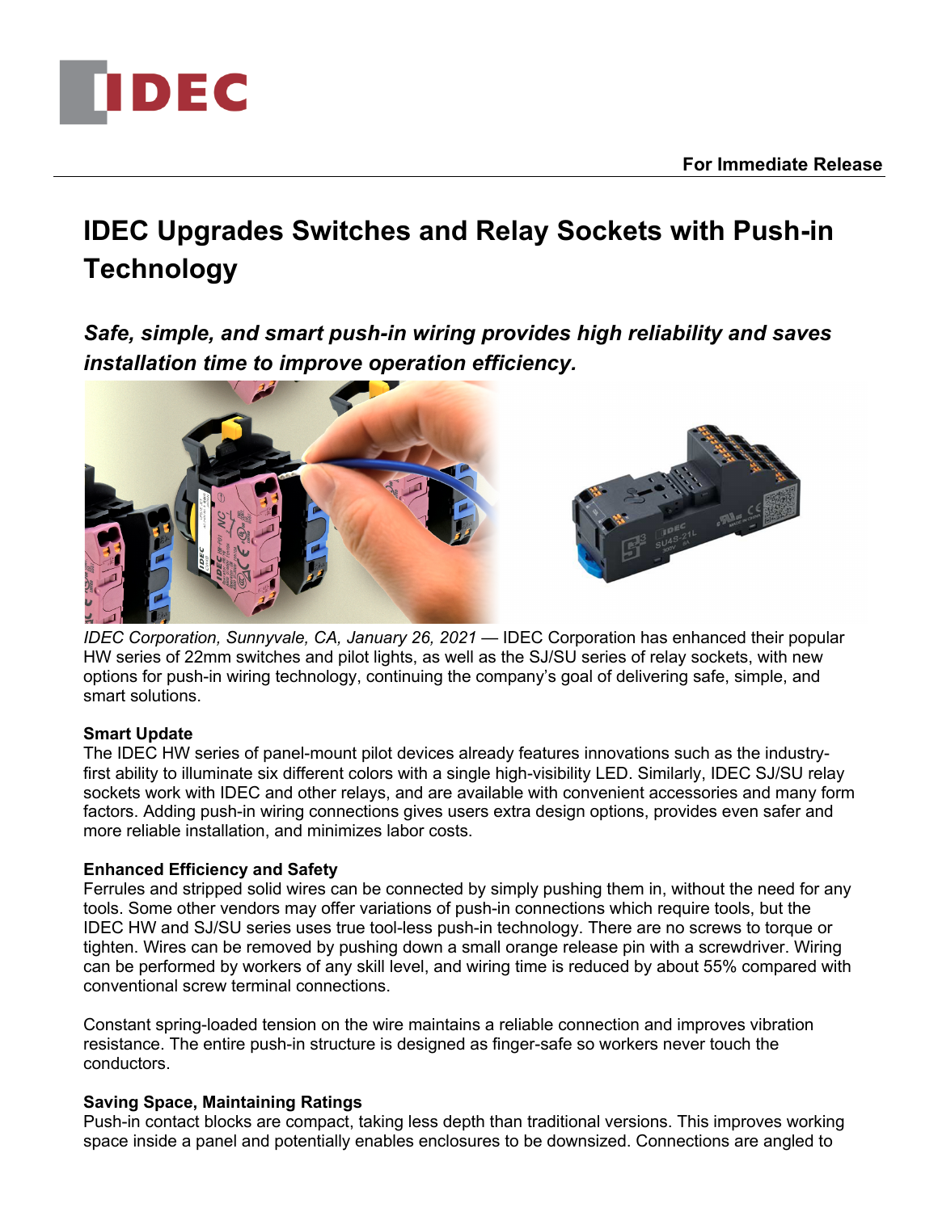**For Immediate Release**

# IDEC Upgrades Switches and Relay Sockets with Push-in Technology

## *Safe, simple, and smart push-in wiring provides high reliability and saves installation time to improve operation efficiency.*

*IDEC Corporation, Sunnyvale, CA, January 26, 2021* — IDEC Corporation has enhanced their popular HW series of 22mm switches and pilot lights, as well as the SJ/SU series of relay sockets, with new options for push-in wiring technology, continuing the company's goal of delivering safe, simple, and smart solutions.

**Smart Update**

The IDEC HW series of panel-mount pilot devices already features innovations such as the industry-first ability to illuminate six different colors with a single high-visibility LED. Similarly, IDEC SJ/SU relay sockets work with IDEC and other relays, and are available with convenient accessories and many form factors. Adding push-in wiring connections gives users extra design options, provides even safer and more reliable installation, and minimizes labor costs.

**Enhanced Efficiency and Safety**

Ferrules and stripped solid wires can be connected by simply pushing them in, without the need for any tools. Some other vendors may offer variations of push-in connections which require tools, but the IDEC HW and SJ/SU series uses true tool-less push-in technology. There are no screws to torque or tighten. Wires can be removed by pushing down a small orange release pin with a screwdriver. Wiring can be performed by workers of any skill level, and wiring time is reduced by about 55% compared with conventional screw terminal connections.

Constant spring-loaded tension on the wire maintains a reliable connection and improves vibration resistance. The entire push-in structure is designed as finger-safe so workers never touch the conductors.

**Saving Space, Maintaining Ratings**

Push-in contact blocks are compact, taking less depth than traditional versions. This improves working space inside a panel and potentially enables enclosures to be downsized. Connections are angled to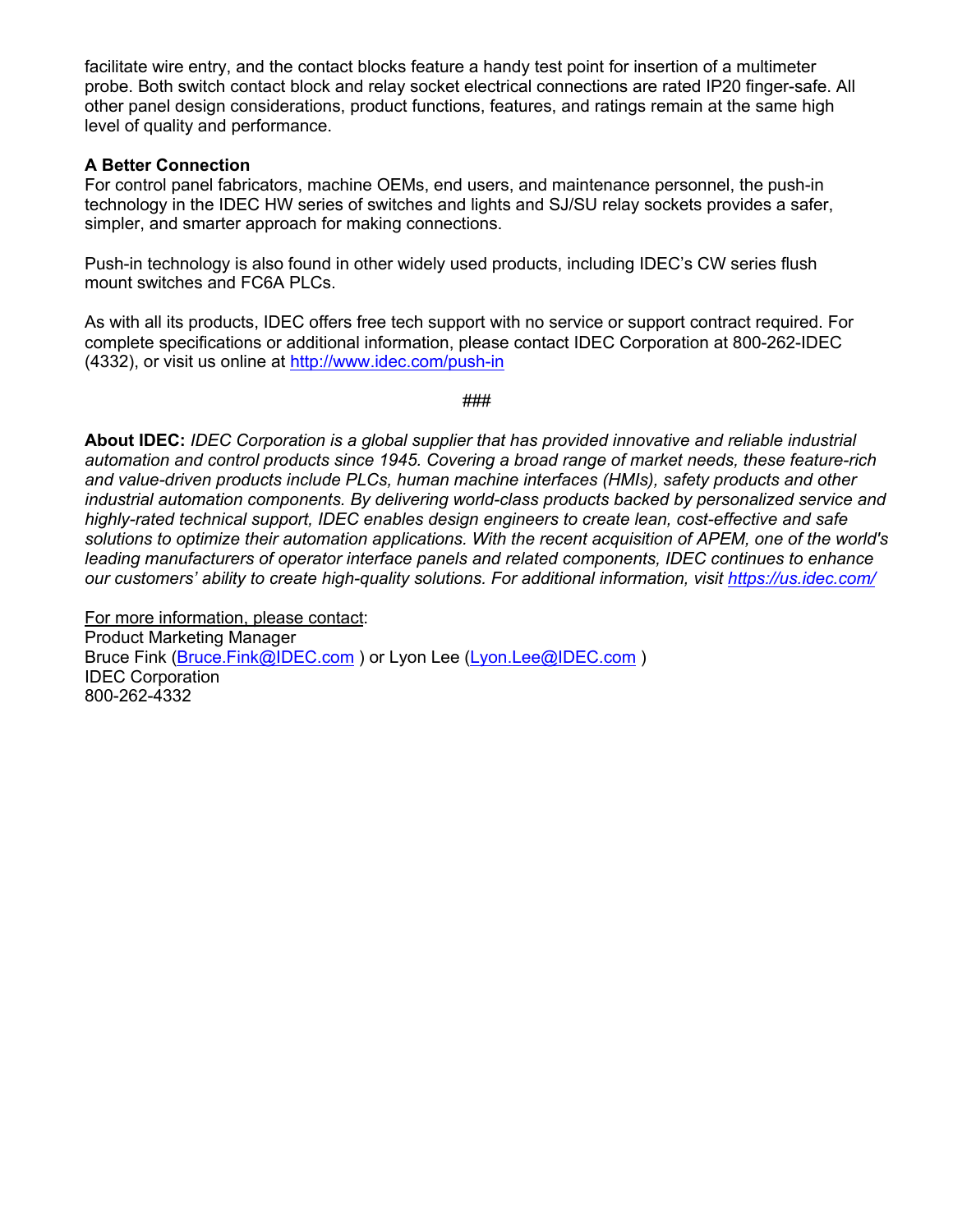facilitate wire entry, and the contact blocks feature a handy test point for insertion of a multimeter probe. Both switch contact block and relay socket electrical connections are rated IP20 finger-safe. All other panel design considerations, product functions, features, and ratings remain at the same high level of quality and performance.

**A Better Connection**

For control panel fabricators, machine OEMs, end users, and maintenance personnel, the push-in technology in the IDEC HW series of switches and lights and SJ/SU relay sockets provides a safer, simpler, and smarter approach for making connections.

Push-in technology is also found in other widely used products, including IDEC's CW series flush mount switches and FC6A PLCs.

As with all its products, IDEC offers free tech support with no service or support contract required. For complete specifications or additional information, please contact IDEC Corporation at 800-262-IDEC (4332), or visit us online at http://www.idec.com/push-in

###

**About IDEC:** *IDEC Corporation is a global supplier that has provided innovative and reliable industrial automation and control products since 1945. Covering a broad range of market needs, these feature-rich and value-driven products include PLCs, human machine interfaces (HMIs), safety products and other industrial automation components. By delivering world-class products backed by personalized service and highly-rated technical support, IDEC enables design engineers to create lean, cost-effective and safe solutions to optimize their automation applications. With the recent acquisition of APEM, one of the world's leading manufacturers of operator interface panels and related components, IDEC continues to enhance our customers' ability to create high-quality solutions. For additional information, visit https://us.idec.com/*

For more information, please contact:
Product Marketing Manager
Bruce Fink (Bruce.Fink@IDEC.com ) or Lyon Lee (Lyon.Lee@IDEC.com )
IDEC Corporation
800-262-4332